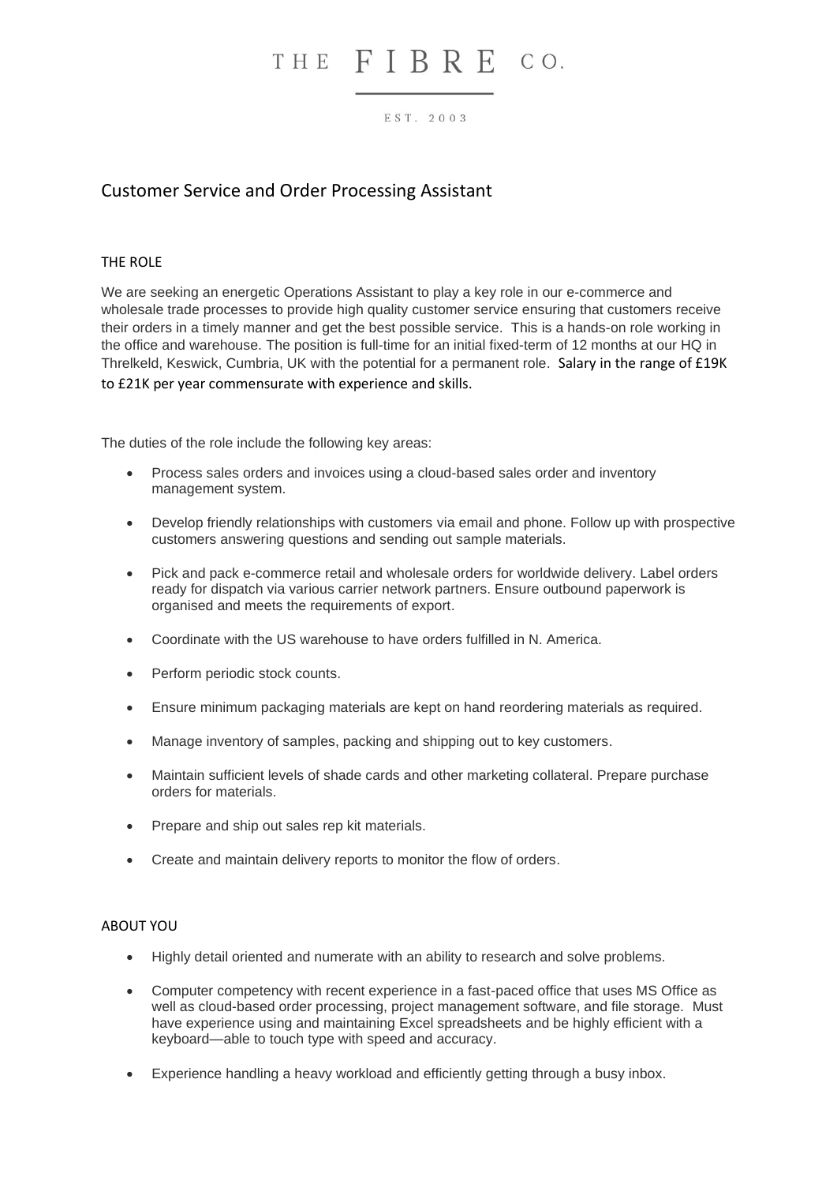THE FIBRE CO.

EST. 2003

# Customer Service and Order Processing Assistant

## THE ROLE

We are seeking an energetic Operations Assistant to play a key role in our e-commerce and wholesale trade processes to provide high quality customer service ensuring that customers receive their orders in a timely manner and get the best possible service. This is a hands-on role working in the office and warehouse. The position is full-time for an initial fixed-term of 12 months at our HQ in Threlkeld, Keswick, Cumbria, UK with the potential for a permanent role. Salary in the range of £19K to £21K per year commensurate with experience and skills.

The duties of the role include the following key areas:

- Process sales orders and invoices using a cloud-based sales order and inventory management system.
- Develop friendly relationships with customers via email and phone. Follow up with prospective customers answering questions and sending out sample materials.
- Pick and pack e-commerce retail and wholesale orders for worldwide delivery. Label orders ready for dispatch via various carrier network partners. Ensure outbound paperwork is organised and meets the requirements of export.
- Coordinate with the US warehouse to have orders fulfilled in N. America.
- Perform periodic stock counts.
- Ensure minimum packaging materials are kept on hand reordering materials as required.
- Manage inventory of samples, packing and shipping out to key customers.
- Maintain sufficient levels of shade cards and other marketing collateral. Prepare purchase orders for materials.
- Prepare and ship out sales rep kit materials.
- Create and maintain delivery reports to monitor the flow of orders.

## ABOUT YOU

- Highly detail oriented and numerate with an ability to research and solve problems.
- Computer competency with recent experience in a fast-paced office that uses MS Office as well as cloud-based order processing, project management software, and file storage. Must have experience using and maintaining Excel spreadsheets and be highly efficient with a keyboard—able to touch type with speed and accuracy.
- Experience handling a heavy workload and efficiently getting through a busy inbox.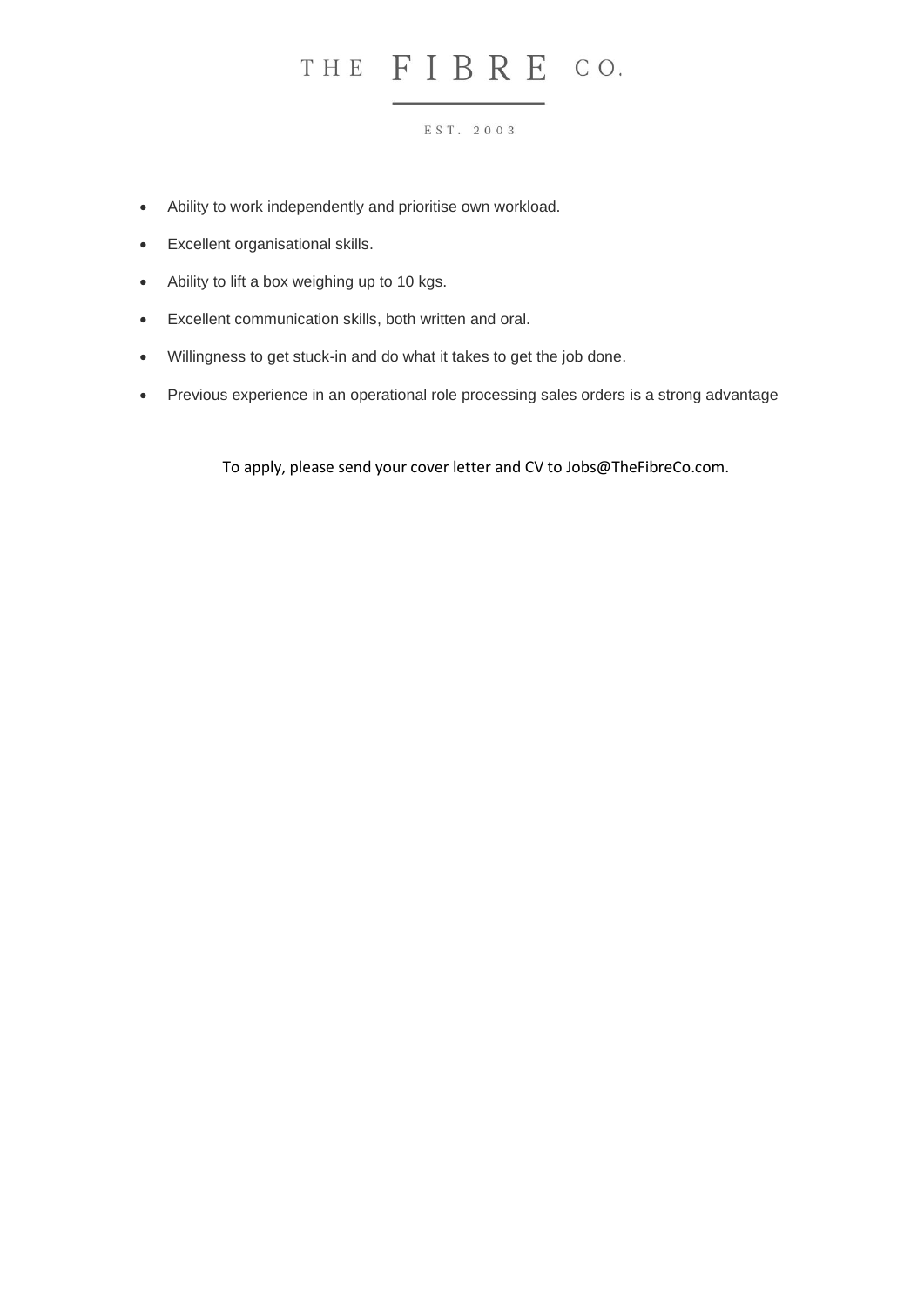- Ability to work independently and prioritise own workload.
- Excellent organisational skills.
- Ability to lift a box weighing up to 10 kgs.
- Excellent communication skills, both written and oral.
- Willingness to get stuck-in and do what it takes to get the job done.
- Previous experience in an operational role processing sales orders is a strong advantage

To apply, please send your cover letter and CV to Jobs@TheFibreCo.com.